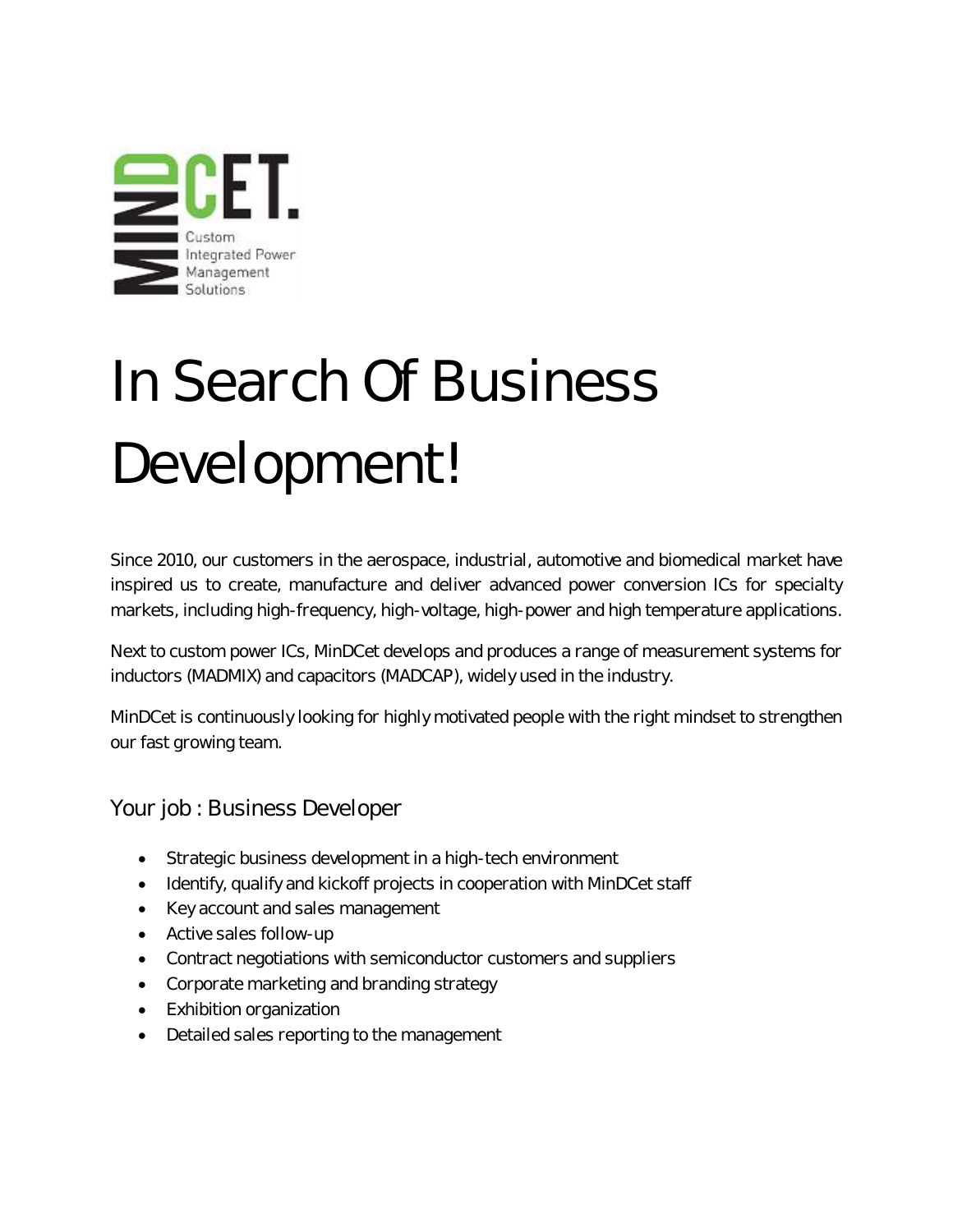MIND CET.
Custom Integrated Power Management Solutions

# In Search Of Business Development!

Since 2010, our customers in the aerospace, industrial, automotive and biomedical market have inspired us to create, manufacture and deliver advanced power conversion ICs for specialty markets, including high-frequency, high-voltage, high-power and high temperature applications.

Next to custom power ICs, MinDCet develops and produces a range of measurement systems for inductors (MADMIX) and capacitors (MADCAP), widely used in the industry.

MinDCet is continuously looking for highly motivated people with the right mindset to strengthen our fast growing team.

## Your job : Business Developer

- Strategic business development in a high-tech environment
- Identify, qualify and kickoff projects in cooperation with MinDCet staff
- Key account and sales management
- Active sales follow-up
- Contract negotiations with semiconductor customers and suppliers
- Corporate marketing and branding strategy
- Exhibition organization
- Detailed sales reporting to the management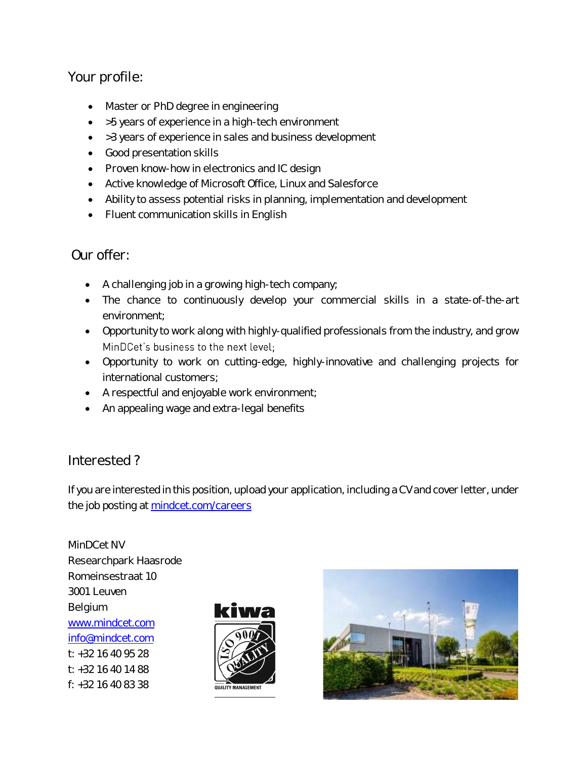## Your profile:

- Master or PhD degree in engineering
- >5 years of experience in a high-tech environment
- >3 years of experience in sales and business development
- Good presentation skills
- Proven know-how in electronics and IC design
- Active knowledge of Microsoft Office, Linux and Salesforce
- Ability to assess potential risks in planning, implementation and development
- Fluent communication skills in English

## Our offer:

- A challenging job in a growing high-tech company;
- The chance to continuously develop your commercial skills in a state-of-the-art environment;
- Opportunity to work along with highly-qualified professionals from the industry, and grow MinDCet's business to the next level;
- Opportunity to work on cutting-edge, highly-innovative and challenging projects for international customers;
- A respectful and enjoyable work environment;
- An appealing wage and extra-legal benefits

## Interested ?

If you are interested in this position, upload your application, including a CV and cover letter, under the job posting at [mindcet.com/careers](mindcet.com/careers)

MinDCet NV
Researchpark Haasrode
Romeinsestraat 10
3001 Leuven
Belgium
[www.mindcet.com](www.mindcet.com)
[info@mindcet.com](mailto:info@mindcet.com)
t: +32 16 40 95 28
t: +32 16 40 14 88
f: +32 16 40 83 38